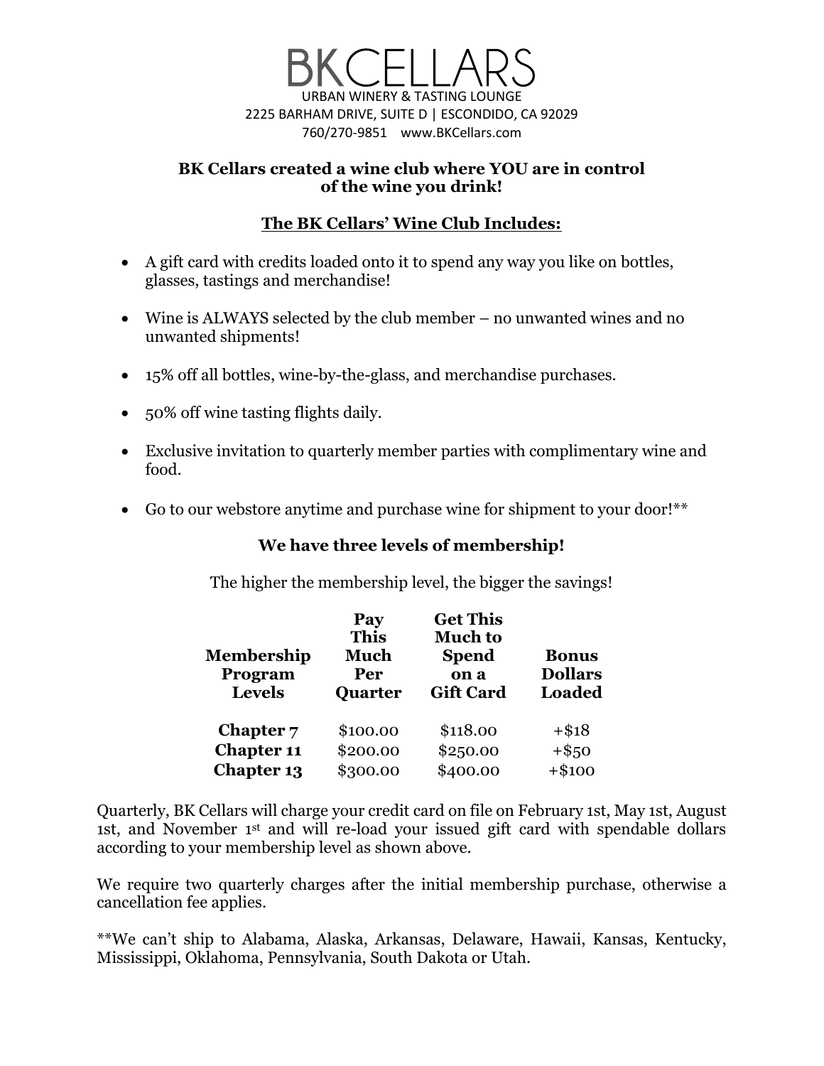# BKCELLARS

URBAN WINERY & TASTING LOUNGE
2225 BARHAM DRIVE, SUITE D | ESCONDIDO, CA 92029
760/270-9851 www.BKCellars.com

**BK Cellars created a wine club where YOU are in control of the wine you drink!**

## The BK Cellars' Wine Club Includes:

- A gift card with credits loaded onto it to spend any way you like on bottles, glasses, tastings and merchandise!
- Wine is ALWAYS selected by the club member – no unwanted wines and no unwanted shipments!
- 15% off all bottles, wine-by-the-glass, and merchandise purchases.
- 50% off wine tasting flights daily.
- Exclusive invitation to quarterly member parties with complimentary wine and food.
- Go to our webstore anytime and purchase wine for shipment to your door!**

## We have three levels of membership!

The higher the membership level, the bigger the savings!

| Membership Program Levels | Pay This Much Per Quarter | Get This Much to Spend on a Gift Card | Bonus Dollars Loaded |
|---|---|---|---|
| **Chapter 7** | $100.00 | $118.00 | +$18 |
| **Chapter 11** | $200.00 | $250.00 | +$50 |
| **Chapter 13** | $300.00 | $400.00 | +$100 |

Quarterly, BK Cellars will charge your credit card on file on February 1st, May 1st, August 1st, and November 1st and will re-load your issued gift card with spendable dollars according to your membership level as shown above.

We require two quarterly charges after the initial membership purchase, otherwise a cancellation fee applies.

**We can't ship to Alabama, Alaska, Arkansas, Delaware, Hawaii, Kansas, Kentucky, Mississippi, Oklahoma, Pennsylvania, South Dakota or Utah.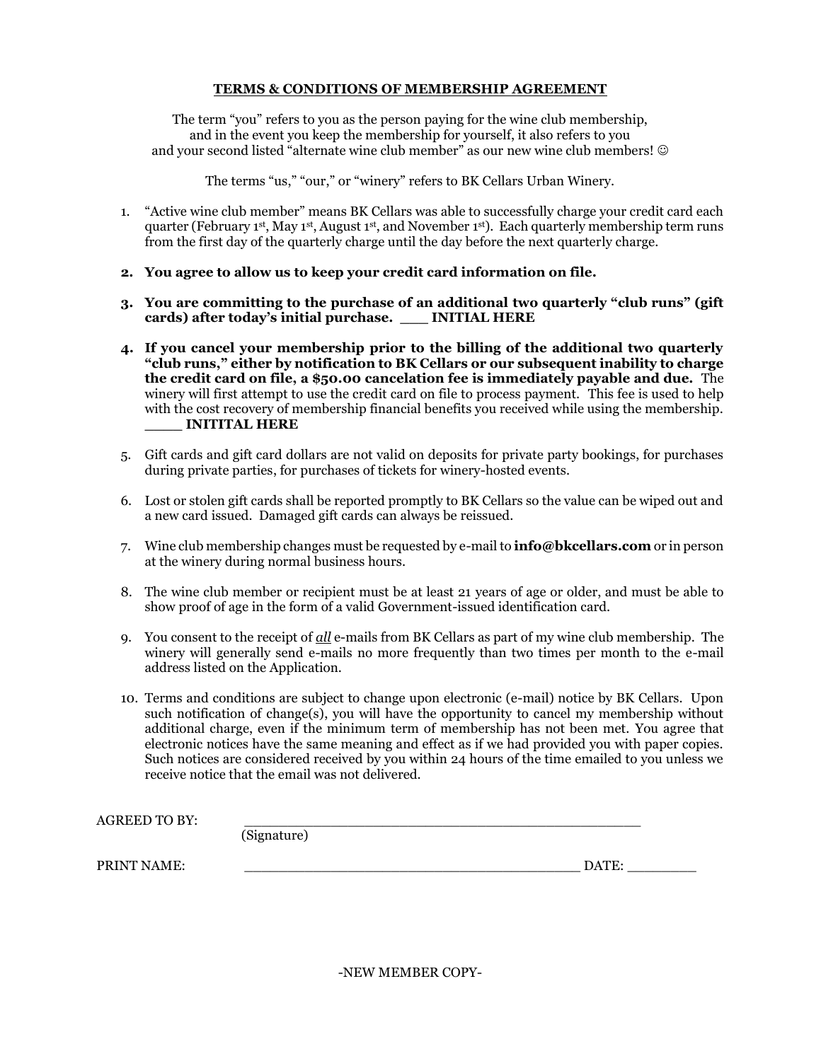## TERMS & CONDITIONS OF MEMBERSHIP AGREEMENT

The term "you" refers to you as the person paying for the wine club membership, and in the event you keep the membership for yourself, it also refers to you and your second listed "alternate wine club member" as our new wine club members! ☺

The terms "us," "our," or "winery" refers to BK Cellars Urban Winery.

1. "Active wine club member" means BK Cellars was able to successfully charge your credit card each quarter (February 1st, May 1st, August 1st, and November 1st). Each quarterly membership term runs from the first day of the quarterly charge until the day before the next quarterly charge.

2. **You agree to allow us to keep your credit card information on file.**

3. **You are committing to the purchase of an additional two quarterly "club runs" (gift cards) after today's initial purchase. ___ INITIAL HERE**

4. **If you cancel your membership prior to the billing of the additional two quarterly "club runs," either by notification to BK Cellars or our subsequent inability to charge the credit card on file, a $50.00 cancelation fee is immediately payable and due.** The winery will first attempt to use the credit card on file to process payment. This fee is used to help with the cost recovery of membership financial benefits you received while using the membership. **____ INITIAL HERE**

5. Gift cards and gift card dollars are not valid on deposits for private party bookings, for purchases during private parties, for purchases of tickets for winery-hosted events.

6. Lost or stolen gift cards shall be reported promptly to BK Cellars so the value can be wiped out and a new card issued. Damaged gift cards can always be reissued.

7. Wine club membership changes must be requested by e-mail to **info@bkcellars.com** or in person at the winery during normal business hours.

8. The wine club member or recipient must be at least 21 years of age or older, and must be able to show proof of age in the form of a valid Government-issued identification card.

9. You consent to the receipt of ***all*** e-mails from BK Cellars as part of my wine club membership. The winery will generally send e-mails no more frequently than two times per month to the e-mail address listed on the Application.

10. Terms and conditions are subject to change upon electronic (e-mail) notice by BK Cellars. Upon such notification of change(s), you will have the opportunity to cancel my membership without additional charge, even if the minimum term of membership has not been met. You agree that electronic notices have the same meaning and effect as if we had provided you with paper copies. Such notices are considered received by you within 24 hours of the time emailed to you unless we receive notice that the email was not delivered.

AGREED TO BY: ______________________________________________
(Signature)

PRINT NAME: ________________________________________ DATE: ________

-NEW MEMBER COPY-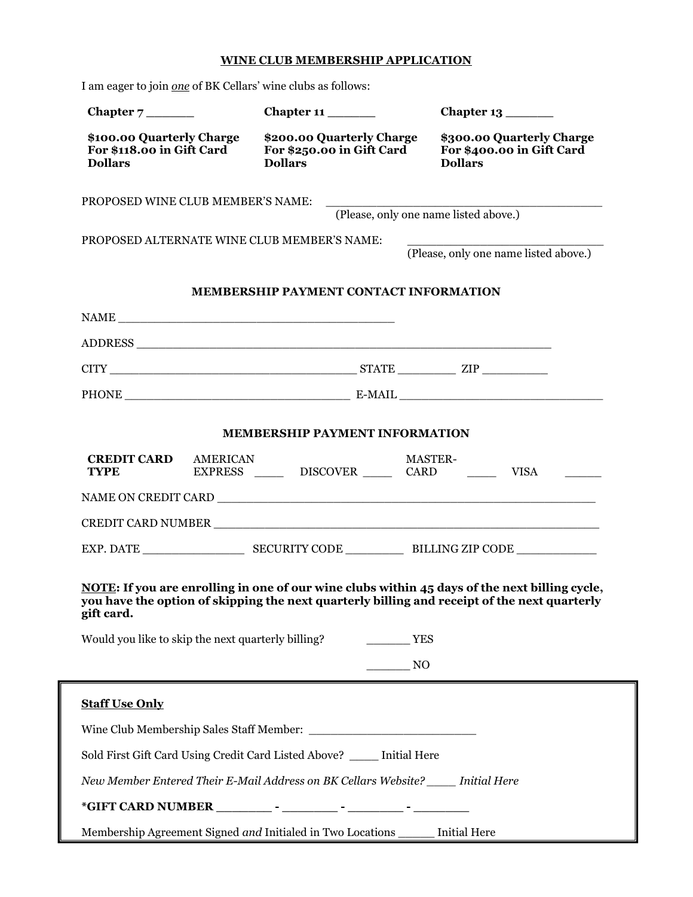## WINE CLUB MEMBERSHIP APPLICATION

I am eager to join *one* of BK Cellars' wine clubs as follows:

| Chapter 7 ______ | Chapter 11 ______ | Chapter 13 ______ |
|---|---|---|
| **$100.00 Quarterly Charge For $118.00 in Gift Card Dollars** | **$200.00 Quarterly Charge For $250.00 in Gift Card Dollars** | **$300.00 Quarterly Charge For $400.00 in Gift Card Dollars** |

PROPOSED WINE CLUB MEMBER'S NAME: ______________________________________
(Please, only one name listed above.)

PROPOSED ALTERNATE WINE CLUB MEMBER'S NAME: ____________________________
(Please, only one name listed above.)

### MEMBERSHIP PAYMENT CONTACT INFORMATION

NAME ______________________________________

ADDRESS ____________________________________________________________

CITY ____________________________________ STATE ________ ZIP _________

PHONE ________________________________ E-MAIL _____________________________

### MEMBERSHIP PAYMENT INFORMATION

**CREDIT CARD TYPE** AMERICAN EXPRESS ____ DISCOVER ____ MASTER-CARD ____ VISA _____

NAME ON CREDIT CARD ________________________________________________________

CREDIT CARD NUMBER ________________________________________________________

EXP. DATE _______________ SECURITY CODE _________ BILLING ZIP CODE ____________

**<u>NOTE</u>: If you are enrolling in one of our wine clubs within 45 days of the next billing cycle, you have the option of skipping the next quarterly billing and receipt of the next quarterly gift card.**

Would you like to skip the next quarterly billing? ______ YES

______ NO

**<u>Staff Use Only</u>**

Wine Club Membership Sales Staff Member: _______________________

Sold First Gift Card Using Credit Card Listed Above? ____ Initial Here

*New Member Entered Their E-Mail Address on BK Cellars Website? ____ Initial Here*

**\*GIFT CARD NUMBER _______ - _______ - _______ - _______**

Membership Agreement Signed *and* Initialed in Two Locations _____ Initial Here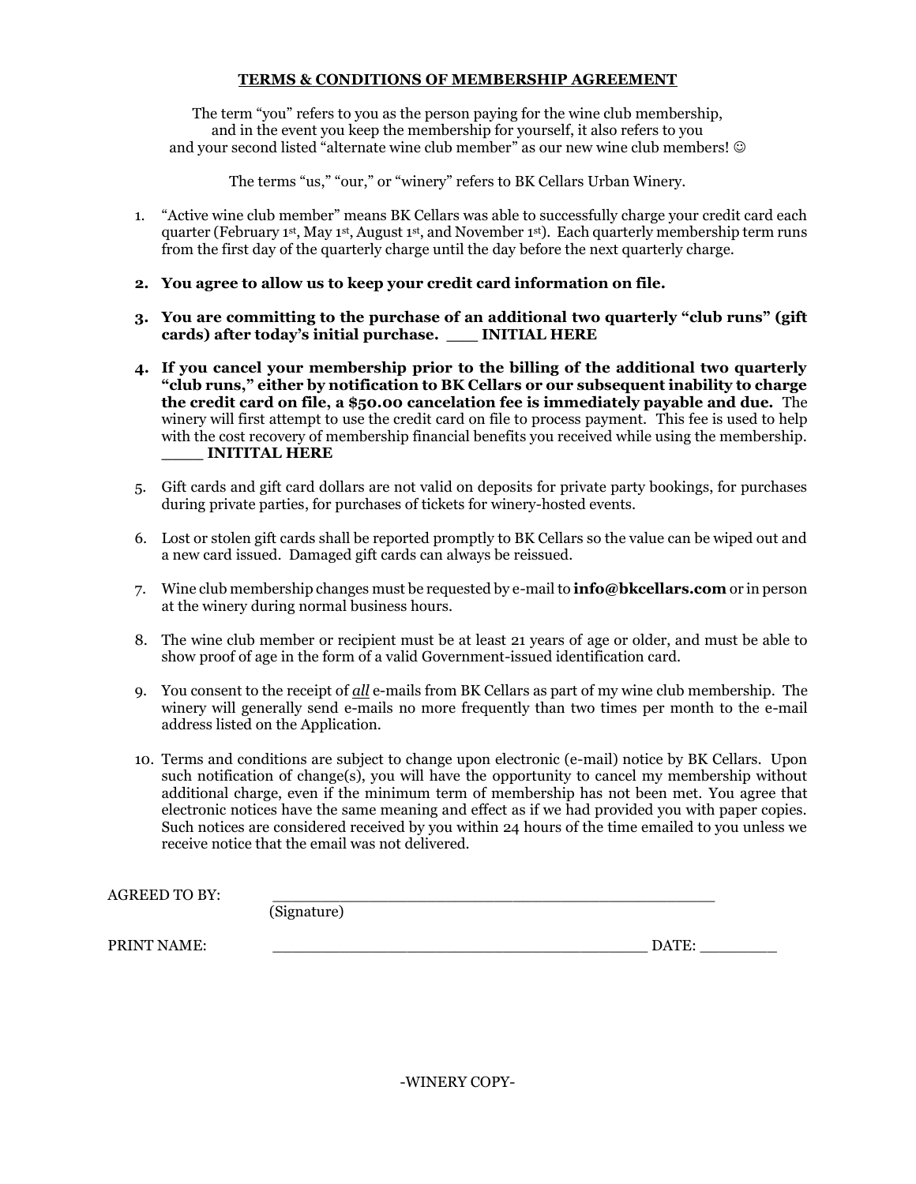# TERMS & CONDITIONS OF MEMBERSHIP AGREEMENT

The term "you" refers to you as the person paying for the wine club membership, and in the event you keep the membership for yourself, it also refers to you and your second listed "alternate wine club member" as our new wine club members! ☺

The terms "us," "our," or "winery" refers to BK Cellars Urban Winery.

1. "Active wine club member" means BK Cellars was able to successfully charge your credit card each quarter (February 1st, May 1st, August 1st, and November 1st). Each quarterly membership term runs from the first day of the quarterly charge until the day before the next quarterly charge.

2. **You agree to allow us to keep your credit card information on file.**

3. **You are committing to the purchase of an additional two quarterly "club runs" (gift cards) after today's initial purchase. ___ INITIAL HERE**

4. **If you cancel your membership prior to the billing of the additional two quarterly "club runs," either by notification to BK Cellars or our subsequent inability to charge the credit card on file, a $50.00 cancelation fee is immediately payable and due.** The winery will first attempt to use the credit card on file to process payment. This fee is used to help with the cost recovery of membership financial benefits you received while using the membership. **____ INITIAL HERE**

5. Gift cards and gift card dollars are not valid on deposits for private party bookings, for purchases during private parties, for purchases of tickets for winery-hosted events.

6. Lost or stolen gift cards shall be reported promptly to BK Cellars so the value can be wiped out and a new card issued. Damaged gift cards can always be reissued.

7. Wine club membership changes must be requested by e-mail to **info@bkcellars.com** or in person at the winery during normal business hours.

8. The wine club member or recipient must be at least 21 years of age or older, and must be able to show proof of age in the form of a valid Government-issued identification card.

9. You consent to the receipt of ***all*** e-mails from BK Cellars as part of my wine club membership. The winery will generally send e-mails no more frequently than two times per month to the e-mail address listed on the Application.

10. Terms and conditions are subject to change upon electronic (e-mail) notice by BK Cellars. Upon such notification of change(s), you will have the opportunity to cancel my membership without additional charge, even if the minimum term of membership has not been met. You agree that electronic notices have the same meaning and effect as if we had provided you with paper copies. Such notices are considered received by you within 24 hours of the time emailed to you unless we receive notice that the email was not delivered.

AGREED TO BY: ________________________________________________
(Signature)

PRINT NAME: __________________________________________ DATE: ________

-WINERY COPY-